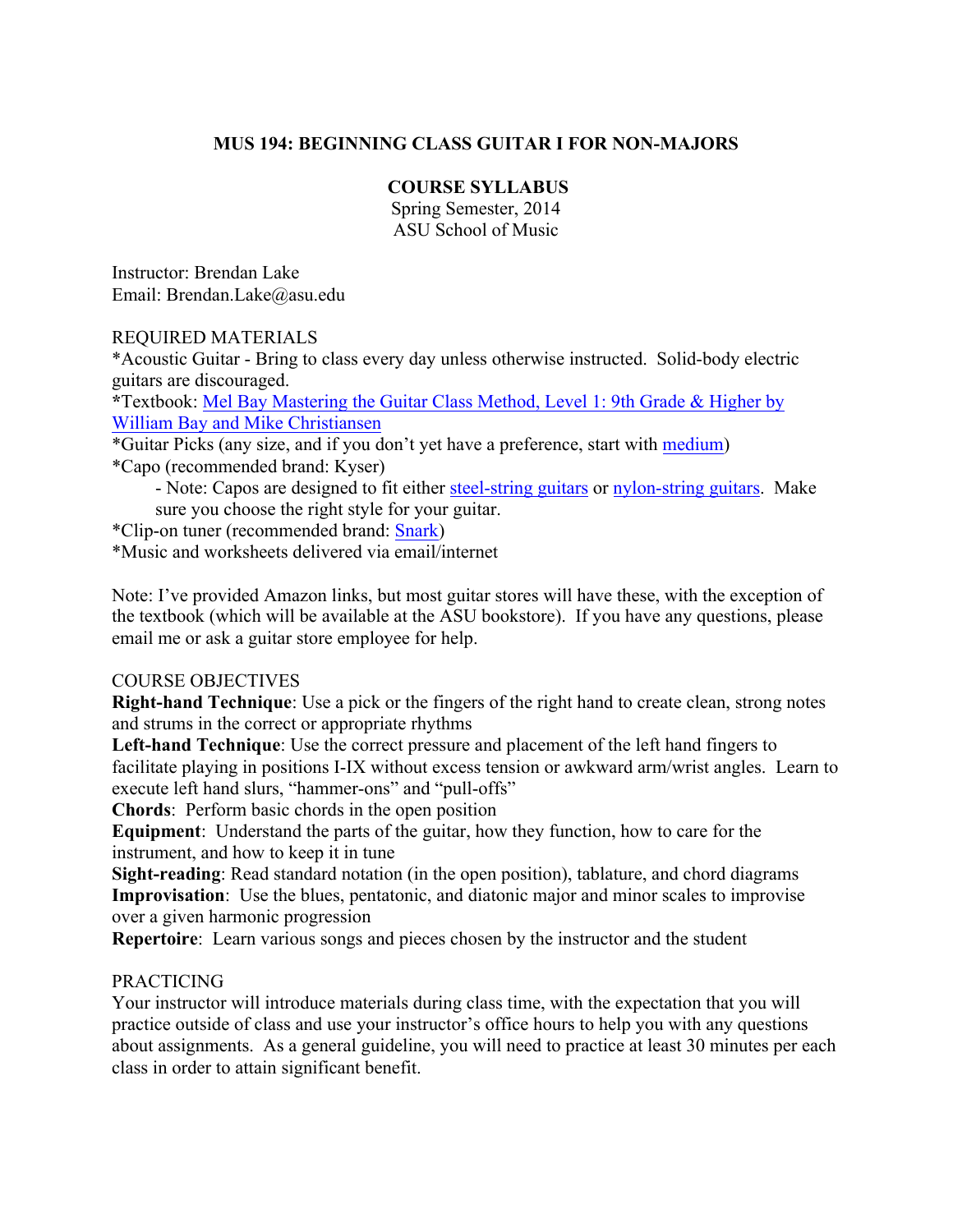# MUS 194: BEGINNING CLASS GUITAR I FOR NON-MAJORS

## COURSE SYLLABUS

Spring Semester, 2014
ASU School of Music

Instructor: Brendan Lake
Email: Brendan.Lake@asu.edu

REQUIRED MATERIALS

*Acoustic Guitar - Bring to class every day unless otherwise instructed. Solid-body electric guitars are discouraged.
*Textbook: Mel Bay Mastering the Guitar Class Method, Level 1: 9th Grade & Higher by William Bay and Mike Christiansen
*Guitar Picks (any size, and if you don't yet have a preference, start with medium)
*Capo (recommended brand: Kyser)
- Note: Capos are designed to fit either steel-string guitars or nylon-string guitars. Make sure you choose the right style for your guitar.
*Clip-on tuner (recommended brand: Snark)
*Music and worksheets delivered via email/internet

Note: I've provided Amazon links, but most guitar stores will have these, with the exception of the textbook (which will be available at the ASU bookstore). If you have any questions, please email me or ask a guitar store employee for help.

COURSE OBJECTIVES

**Right-hand Technique**: Use a pick or the fingers of the right hand to create clean, strong notes and strums in the correct or appropriate rhythms
**Left-hand Technique**: Use the correct pressure and placement of the left hand fingers to facilitate playing in positions I-IX without excess tension or awkward arm/wrist angles. Learn to execute left hand slurs, "hammer-ons" and "pull-offs"
**Chords**: Perform basic chords in the open position
**Equipment**: Understand the parts of the guitar, how they function, how to care for the instrument, and how to keep it in tune
**Sight-reading**: Read standard notation (in the open position), tablature, and chord diagrams
**Improvisation**: Use the blues, pentatonic, and diatonic major and minor scales to improvise over a given harmonic progression
**Repertoire**: Learn various songs and pieces chosen by the instructor and the student

PRACTICING

Your instructor will introduce materials during class time, with the expectation that you will practice outside of class and use your instructor's office hours to help you with any questions about assignments. As a general guideline, you will need to practice at least 30 minutes per each class in order to attain significant benefit.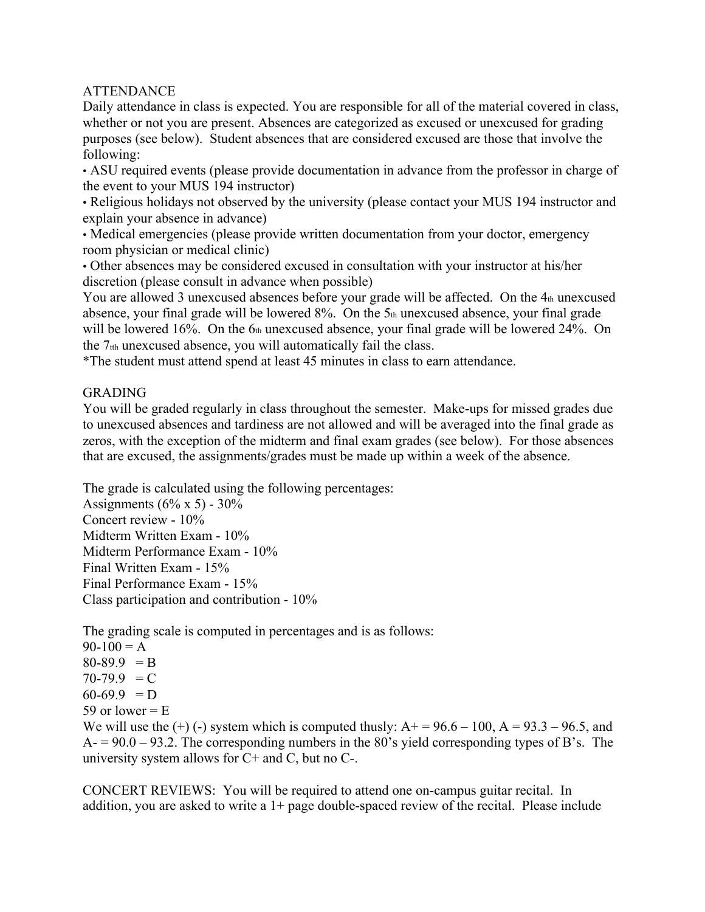## ATTENDANCE

Daily attendance in class is expected. You are responsible for all of the material covered in class, whether or not you are present. Absences are categorized as excused or unexcused for grading purposes (see below). Student absences that are considered excused are those that involve the following:

- ASU required events (please provide documentation in advance from the professor in charge of the event to your MUS 194 instructor)
- Religious holidays not observed by the university (please contact your MUS 194 instructor and explain your absence in advance)
- Medical emergencies (please provide written documentation from your doctor, emergency room physician or medical clinic)
- Other absences may be considered excused in consultation with your instructor at his/her discretion (please consult in advance when possible)

You are allowed 3 unexcused absences before your grade will be affected. On the 4th unexcused absence, your final grade will be lowered 8%. On the 5th unexcused absence, your final grade will be lowered 16%. On the 6th unexcused absence, your final grade will be lowered 24%. On the 7tth unexcused absence, you will automatically fail the class.

*The student must attend spend at least 45 minutes in class to earn attendance.

## GRADING

You will be graded regularly in class throughout the semester. Make-ups for missed grades due to unexcused absences and tardiness are not allowed and will be averaged into the final grade as zeros, with the exception of the midterm and final exam grades (see below). For those absences that are excused, the assignments/grades must be made up within a week of the absence.

The grade is calculated using the following percentages:

Assignments (6% x 5) - 30%
Concert review - 10%
Midterm Written Exam - 10%
Midterm Performance Exam - 10%
Final Written Exam - 15%
Final Performance Exam - 15%
Class participation and contribution - 10%

The grading scale is computed in percentages and is as follows:

90-100 = A
80-89.9 = B
70-79.9 = C
60-69.9 = D
59 or lower = E

We will use the (+) (-) system which is computed thusly: A+ = 96.6 – 100, A = 93.3 – 96.5, and A- = 90.0 – 93.2. The corresponding numbers in the 80's yield corresponding types of B's. The university system allows for C+ and C, but no C-.

CONCERT REVIEWS: You will be required to attend one on-campus guitar recital. In addition, you are asked to write a 1+ page double-spaced review of the recital. Please include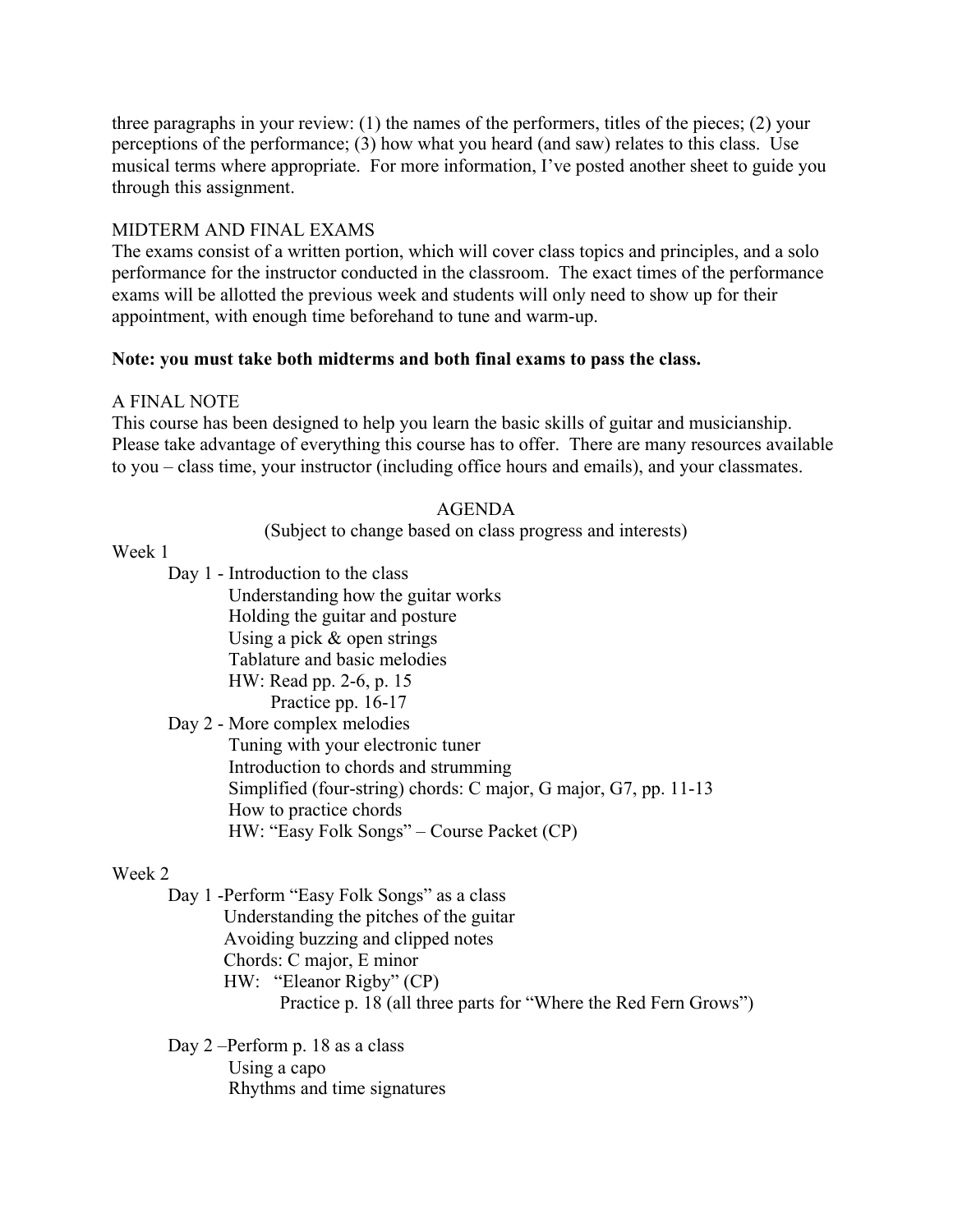three paragraphs in your review: (1) the names of the performers, titles of the pieces; (2) your perceptions of the performance; (3) how what you heard (and saw) relates to this class. Use musical terms where appropriate. For more information, I've posted another sheet to guide you through this assignment.

## MIDTERM AND FINAL EXAMS

The exams consist of a written portion, which will cover class topics and principles, and a solo performance for the instructor conducted in the classroom. The exact times of the performance exams will be allotted the previous week and students will only need to show up for their appointment, with enough time beforehand to tune and warm-up.

**Note: you must take both midterms and both final exams to pass the class.**

## A FINAL NOTE

This course has been designed to help you learn the basic skills of guitar and musicianship. Please take advantage of everything this course has to offer. There are many resources available to you – class time, your instructor (including office hours and emails), and your classmates.

## AGENDA

(Subject to change based on class progress and interests)

Week 1

- Day 1 - Introduction to the class
  - Understanding how the guitar works
  - Holding the guitar and posture
  - Using a pick & open strings
  - Tablature and basic melodies
  - HW: Read pp. 2-6, p. 15
    - Practice pp. 16-17
- Day 2 - More complex melodies
  - Tuning with your electronic tuner
  - Introduction to chords and strumming
  - Simplified (four-string) chords: C major, G major, G7, pp. 11-13
  - How to practice chords
  - HW: "Easy Folk Songs" – Course Packet (CP)

Week 2

- Day 1 -Perform "Easy Folk Songs" as a class
  - Understanding the pitches of the guitar
  - Avoiding buzzing and clipped notes
  - Chords: C major, E minor
  - HW: "Eleanor Rigby" (CP)
    - Practice p. 18 (all three parts for "Where the Red Fern Grows")
- Day 2 –Perform p. 18 as a class
  - Using a capo
  - Rhythms and time signatures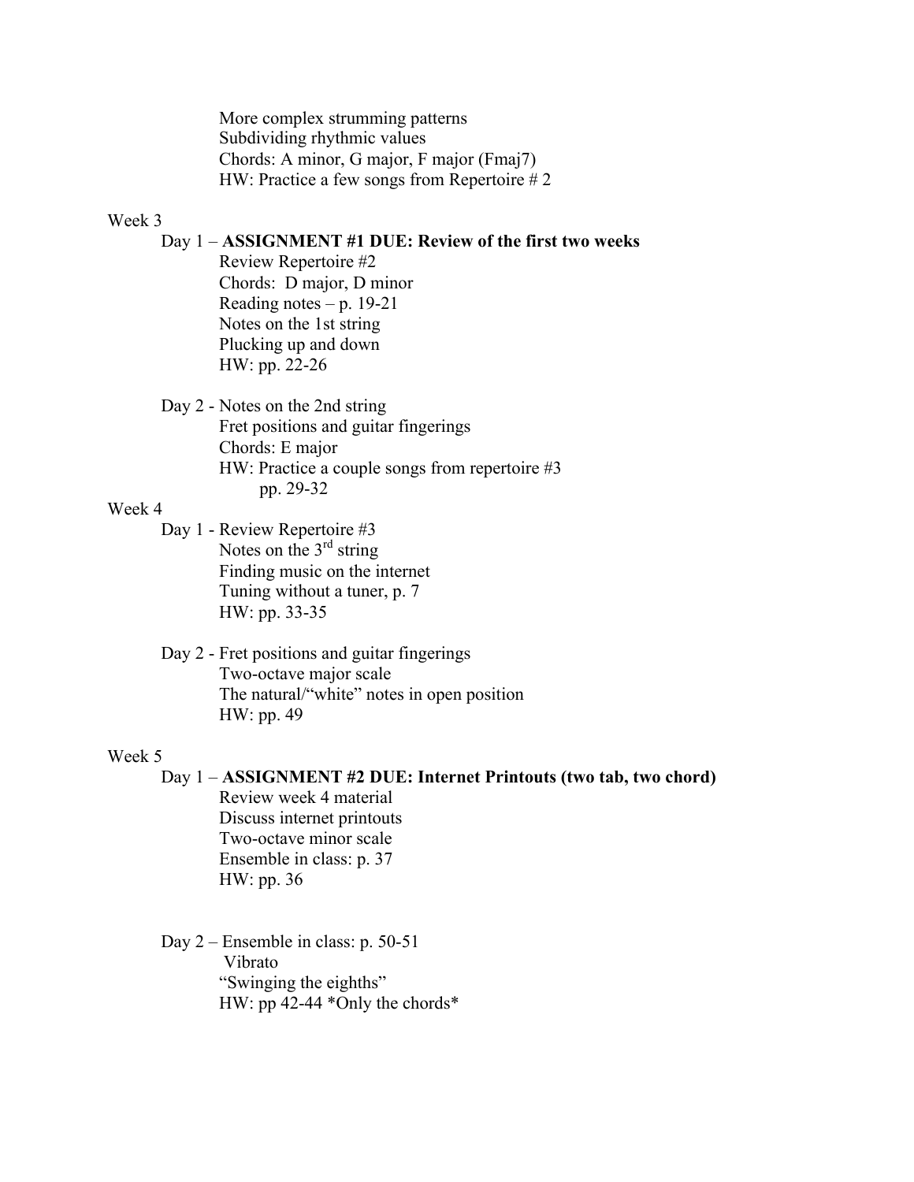More complex strumming patterns
Subdividing rhythmic values
Chords: A minor, G major, F major (Fmaj7)
HW: Practice a few songs from Repertoire # 2

Week 3

Day 1 – **ASSIGNMENT #1 DUE: Review of the first two weeks**
Review Repertoire #2
Chords: D major, D minor
Reading notes – p. 19-21
Notes on the 1st string
Plucking up and down
HW: pp. 22-26

Day 2 - Notes on the 2nd string
Fret positions and guitar fingerings
Chords: E major
HW: Practice a couple songs from repertoire #3
pp. 29-32

Week 4

Day 1 - Review Repertoire #3
Notes on the 3rd string
Finding music on the internet
Tuning without a tuner, p. 7
HW: pp. 33-35

Day 2 - Fret positions and guitar fingerings
Two-octave major scale
The natural/"white" notes in open position
HW: pp. 49

Week 5

Day 1 – **ASSIGNMENT #2 DUE: Internet Printouts (two tab, two chord)**
Review week 4 material
Discuss internet printouts
Two-octave minor scale
Ensemble in class: p. 37
HW: pp. 36

Day 2 – Ensemble in class: p. 50-51
Vibrato
"Swinging the eighths"
HW: pp 42-44 *Only the chords*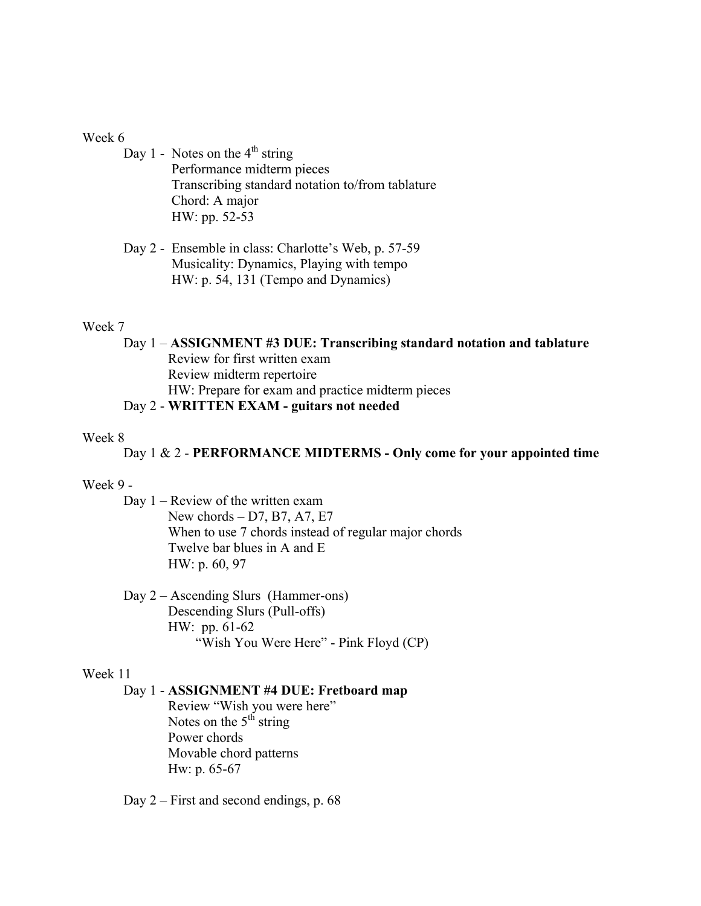Week 6

Day 1 - Notes on the 4th string
Performance midterm pieces
Transcribing standard notation to/from tablature
Chord: A major
HW: pp. 52-53

Day 2 - Ensemble in class: Charlotte's Web, p. 57-59
Musicality: Dynamics, Playing with tempo
HW: p. 54, 131 (Tempo and Dynamics)

Week 7

Day 1 – **ASSIGNMENT #3 DUE: Transcribing standard notation and tablature**
Review for first written exam
Review midterm repertoire
HW: Prepare for exam and practice midterm pieces

Day 2 - **WRITTEN EXAM - guitars not needed**

Week 8

Day 1 & 2 - **PERFORMANCE MIDTERMS - Only come for your appointed time**

Week 9 -

Day 1 – Review of the written exam
New chords – D7, B7, A7, E7
When to use 7 chords instead of regular major chords
Twelve bar blues in A and E
HW: p. 60, 97

Day 2 – Ascending Slurs (Hammer-ons)
Descending Slurs (Pull-offs)
HW: pp. 61-62
"Wish You Were Here" - Pink Floyd (CP)

Week 11

Day 1 - **ASSIGNMENT #4 DUE: Fretboard map**
Review "Wish you were here"
Notes on the 5th string
Power chords
Movable chord patterns
Hw: p. 65-67

Day 2 – First and second endings, p. 68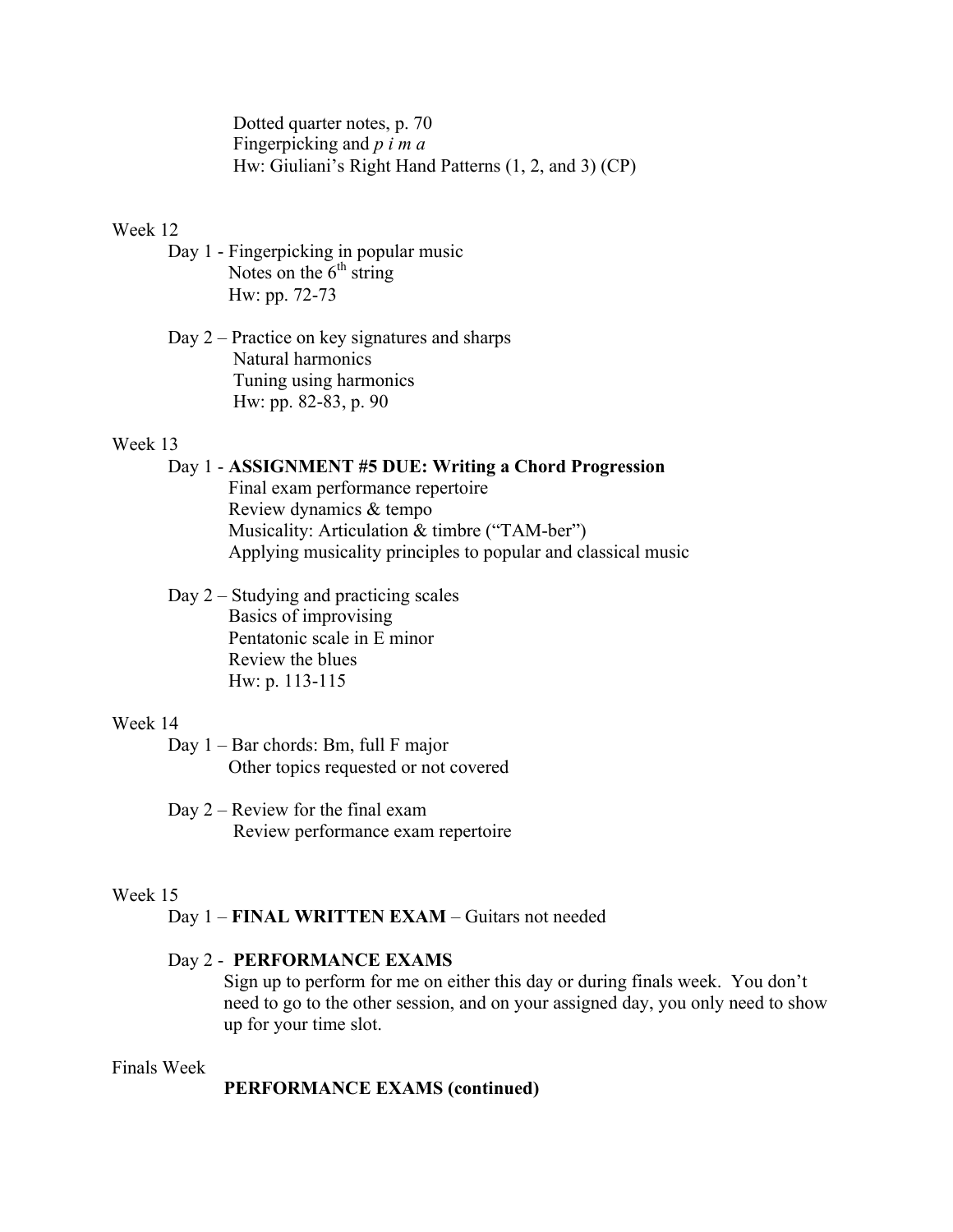Dotted quarter notes, p. 70
Fingerpicking and *p i m a*
Hw: Giuliani's Right Hand Patterns (1, 2, and 3) (CP)

Week 12

Day 1 - Fingerpicking in popular music
Notes on the 6th string
Hw: pp. 72-73

Day 2 – Practice on key signatures and sharps
Natural harmonics
Tuning using harmonics
Hw: pp. 82-83, p. 90

Week 13

Day 1 - **ASSIGNMENT #5 DUE: Writing a Chord Progression**
Final exam performance repertoire
Review dynamics & tempo
Musicality: Articulation & timbre ("TAM-ber")
Applying musicality principles to popular and classical music

Day 2 – Studying and practicing scales
Basics of improvising
Pentatonic scale in E minor
Review the blues
Hw: p. 113-115

Week 14

Day 1 – Bar chords: Bm, full F major
Other topics requested or not covered

Day 2 – Review for the final exam
Review performance exam repertoire

Week 15

Day 1 – **FINAL WRITTEN EXAM** – Guitars not needed

Day 2 - **PERFORMANCE EXAMS**
Sign up to perform for me on either this day or during finals week. You don't need to go to the other session, and on your assigned day, you only need to show up for your time slot.

Finals Week

**PERFORMANCE EXAMS (continued)**